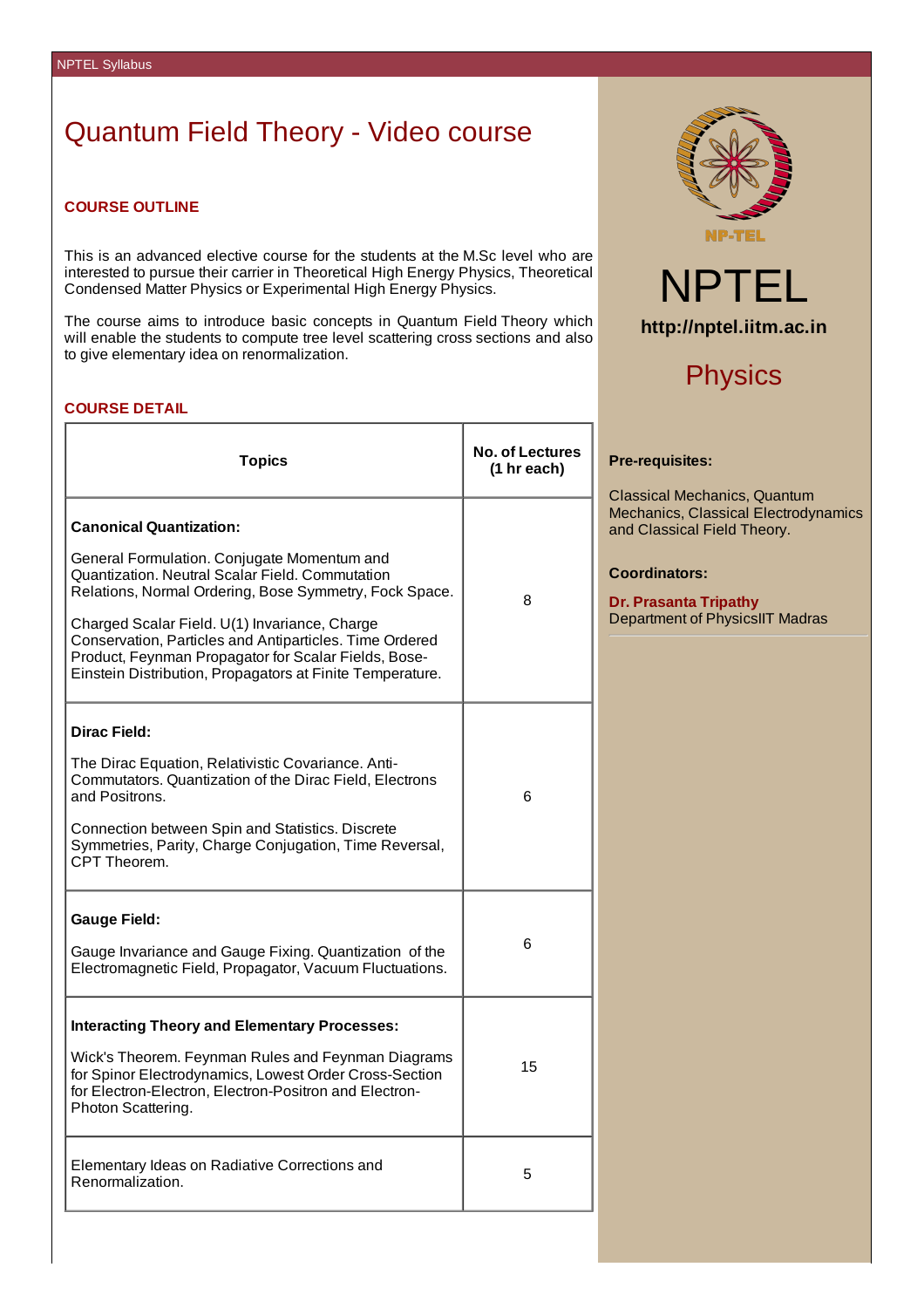# Quantum Field Theory - Video course

## COURSE OUTLINE

This is an advanced elective course for the students at the M.Sc level who are interested to pursue their carrier in Theoretical High Energy Physics, Theoretical Condensed Matter Physics or Experimental High Energy Physics.

The course aims to introduce basic concepts in Quantum Field Theory which will enable the students to compute tree level scattering cross sections and also to give elementary idea on renormalization.

## COURSE DETAIL

| Topics | No. of Lectures (1 hr each) |
|---|---|
| **Canonical Quantization:**<br><br>General Formulation. Conjugate Momentum and Quantization. Neutral Scalar Field. Commutation Relations, Normal Ordering, Bose Symmetry, Fock Space.<br><br>Charged Scalar Field. U(1) Invariance, Charge Conservation, Particles and Antiparticles. Time Ordered Product, Feynman Propagator for Scalar Fields, Bose-Einstein Distribution, Propagators at Finite Temperature. | 8 |
| **Dirac Field:**<br><br>The Dirac Equation, Relativistic Covariance. Anti-Commutators. Quantization of the Dirac Field, Electrons and Positrons.<br><br>Connection between Spin and Statistics. Discrete Symmetries, Parity, Charge Conjugation, Time Reversal, CPT Theorem. | 6 |
| **Gauge Field:**<br><br>Gauge Invariance and Gauge Fixing. Quantization of the Electromagnetic Field, Propagator, Vacuum Fluctuations. | 6 |
| **Interacting Theory and Elementary Processes:**<br><br>Wick's Theorem. Feynman Rules and Feynman Diagrams for Spinor Electrodynamics, Lowest Order Cross-Section for Electron-Electron, Electron-Positron and Electron-Photon Scattering. | 15 |
| Elementary Ideas on Radiative Corrections and Renormalization. | 5 |

NPTEL

**http://nptel.iitm.ac.in**

## Physics

**Pre-requisites:**

Classical Mechanics, Quantum Mechanics, Classical Electrodynamics and Classical Field Theory.

**Coordinators:**

**Dr. Prasanta Tripathy**
Department of PhysicsIIT Madras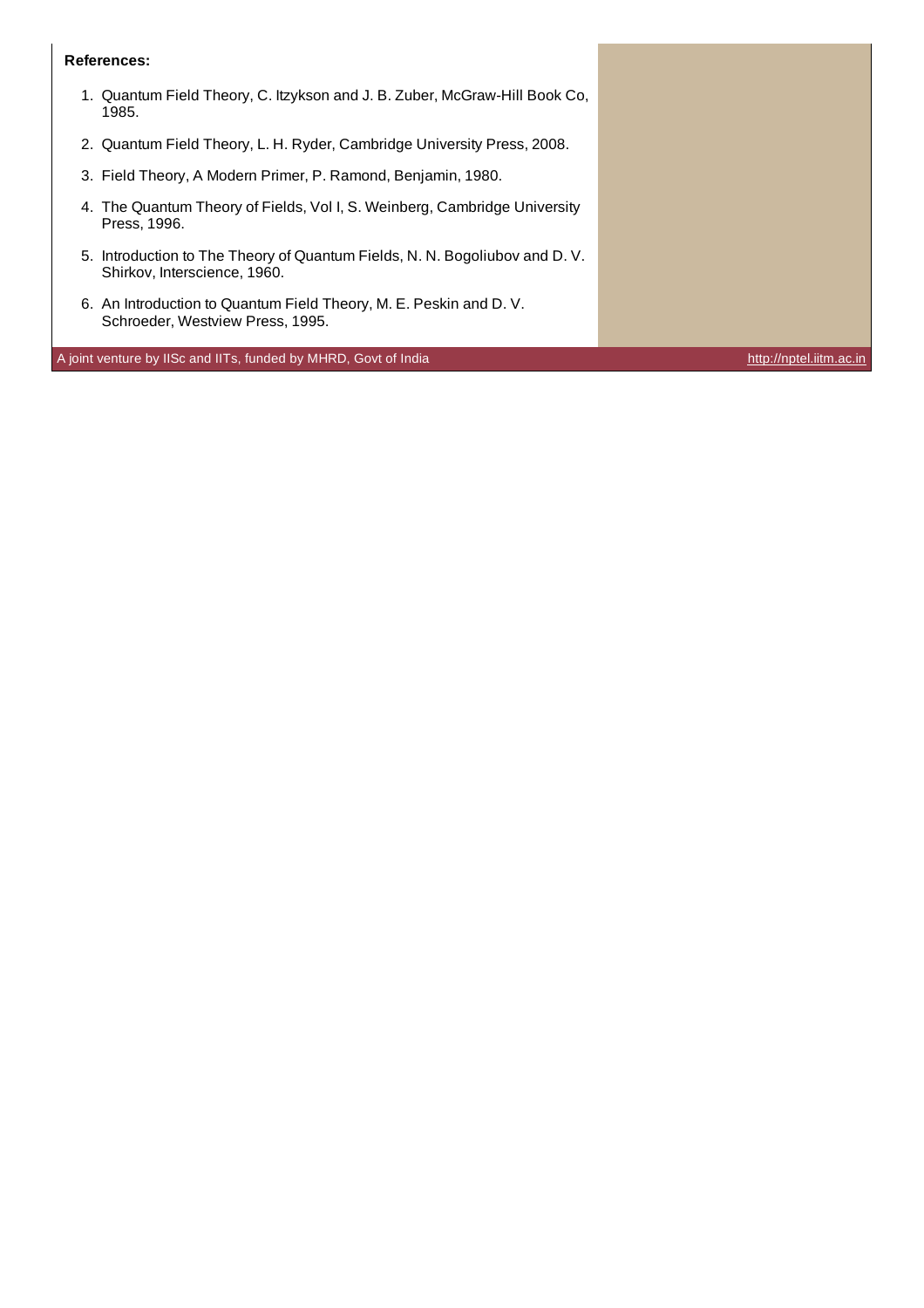**References:**

1. Quantum Field Theory, C. Itzykson and J. B. Zuber, McGraw-Hill Book Co, 1985.
2. Quantum Field Theory, L. H. Ryder, Cambridge University Press, 2008.
3. Field Theory, A Modern Primer, P. Ramond, Benjamin, 1980.
4. The Quantum Theory of Fields, Vol I, S. Weinberg, Cambridge University Press, 1996.
5. Introduction to The Theory of Quantum Fields, N. N. Bogoliubov and D. V. Shirkov, Interscience, 1960.
6. An Introduction to Quantum Field Theory, M. E. Peskin and D. V. Schroeder, Westview Press, 1995.